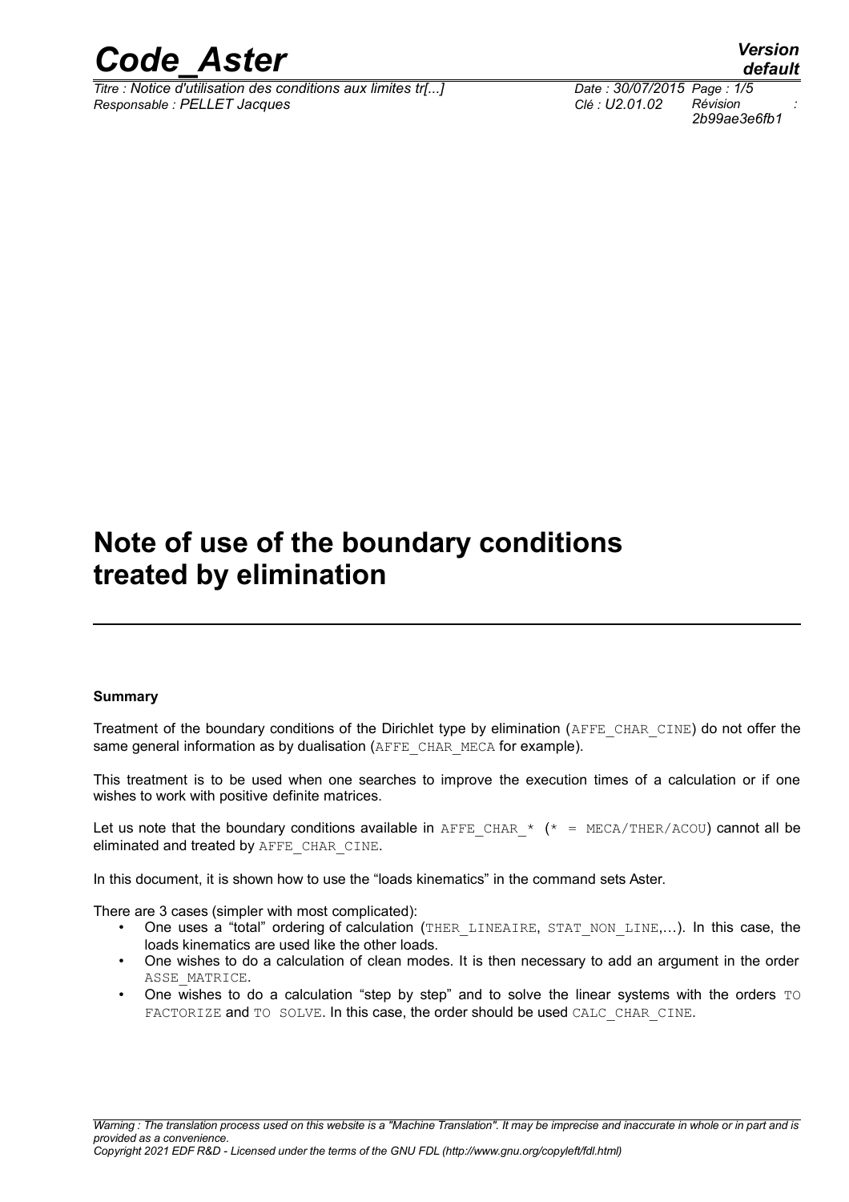# Note of use of the boundary conditions treated by elimination

**Summary**

Treatment of the boundary conditions of the Dirichlet type by elimination (AFFE_CHAR_CINE) do not offer the same general information as by dualisation (AFFE_CHAR_MECA for example).

This treatment is to be used when one searches to improve the execution times of a calculation or if one wishes to work with positive definite matrices.

Let us note that the boundary conditions available in AFFE_CHAR_* (* = MECA/THER/ACOU) cannot all be eliminated and treated by AFFE_CHAR_CINE.

In this document, it is shown how to use the "loads kinematics" in the command sets Aster.

There are 3 cases (simpler with most complicated):

- One uses a "total" ordering of calculation (THER_LINEAIRE, STAT_NON_LINE,...). In this case, the loads kinematics are used like the other loads.
- One wishes to do a calculation of clean modes. It is then necessary to add an argument in the order ASSE_MATRICE.
- One wishes to do a calculation "step by step" and to solve the linear systems with the orders TO FACTORIZE and TO SOLVE. In this case, the order should be used CALC_CHAR_CINE.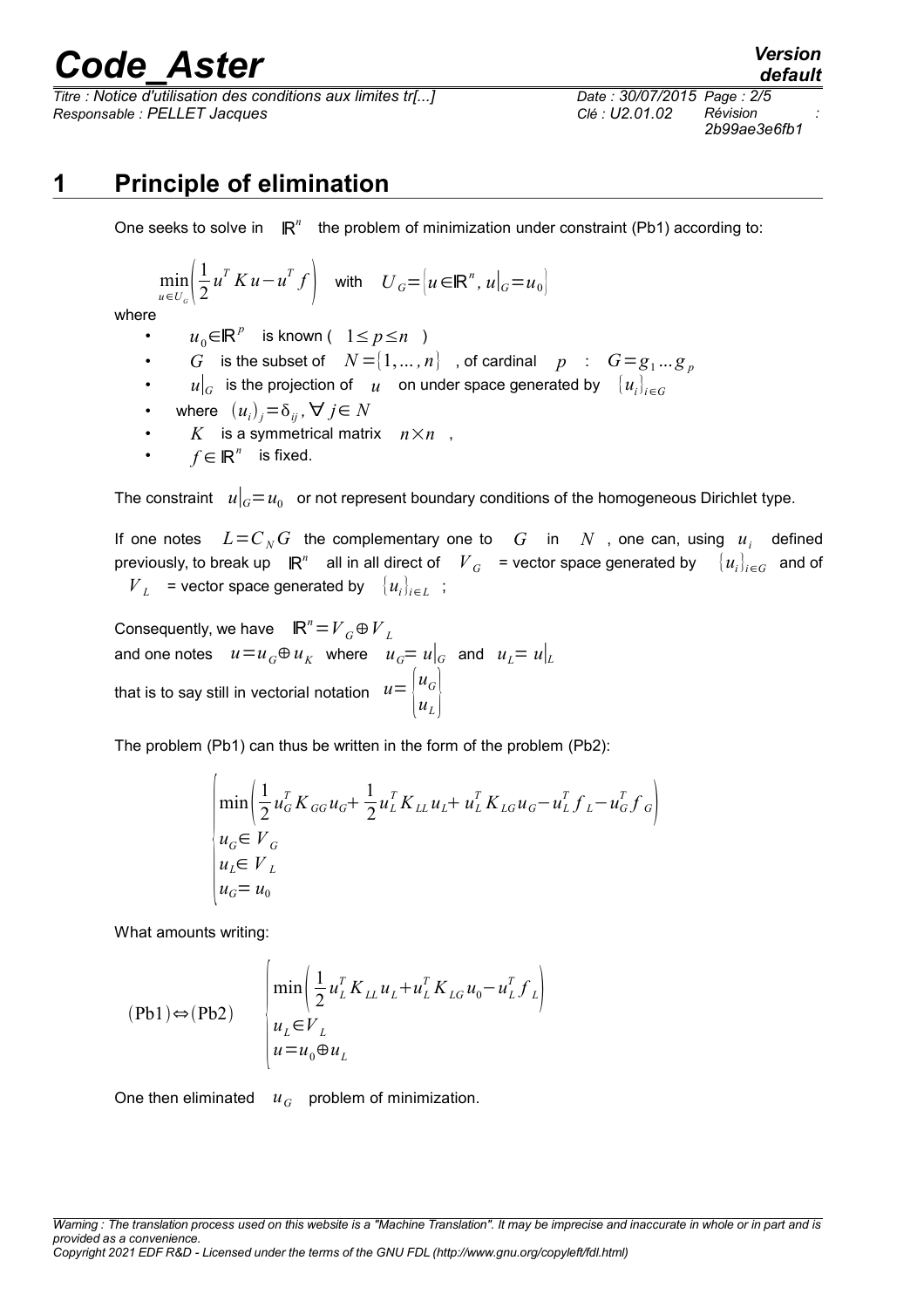# 1 Principle of elimination

One seeks to solve in $\mathbb{R}^n$ the problem of minimization under constraint (Pb1) according to:

$$\min_{u \in U_G} \left( \frac{1}{2} u^T K u - u^T f \right) \quad \text{with} \quad U_G = \left\{ u \in \mathbb{R}^n, u|_G = u_0 \right\}$$

where

- $u_0 \in \mathbb{R}^p$ is known ( $1 \leq p \leq n$ )
- $G$ is the subset of $N = \{1, \ldots, n\}$ , of cardinal $p$ : $G = g_1 \ldots g_p$
- $u|_G$ is the projection of $u$ on under space generated by $\{u_i\}_{i \in G}$
- where $(u_i)_j = \delta_{ij}, \forall j \in N$
- $K$ is a symmetrical matrix $n \times n$ ,
- $f \in \mathbb{R}^n$ is fixed.

The constraint $u|_G = u_0$ or not represent boundary conditions of the homogeneous Dirichlet type.

If one notes $L = C_N G$ the complementary one to $G$ in $N$ , one can, using $u_i$ defined previously, to break up $\mathbb{R}^n$ all in all direct of $V_G$ = vector space generated by $\{u_i\}_{i \in G}$ and of $V_L$ = vector space generated by $\{u_i\}_{i \in L}$ ;

Consequently, we have $\mathbb{R}^n = V_G \oplus V_L$
and one notes $u = u_G \oplus u_K$ where $u_G = u|_G$ and $u_L = u|_L$
that is to say still in vectorial notation $u = \begin{Bmatrix} u_G \\ u_L \end{Bmatrix}$

The problem (Pb1) can thus be written in the form of the problem (Pb2):

$$\begin{cases} \min \left( \frac{1}{2} u_G^T K_{GG} u_G + \frac{1}{2} u_L^T K_{LL} u_L + u_L^T K_{LG} u_G - u_L^T f_L - u_G^T f_G \right) \\ u_G \in V_G \\ u_L \in V_L \\ u_G = u_0 \end{cases}$$

What amounts writing:

$$(\text{Pb1}) \Leftrightarrow (\text{Pb2}) \qquad \begin{cases} \min \left( \frac{1}{2} u_L^T K_{LL} u_L + u_L^T K_{LG} u_0 - u_L^T f_L \right) \\ u_L \in V_L \\ u = u_0 \oplus u_L \end{cases}$$

One then eliminated $u_G$ problem of minimization.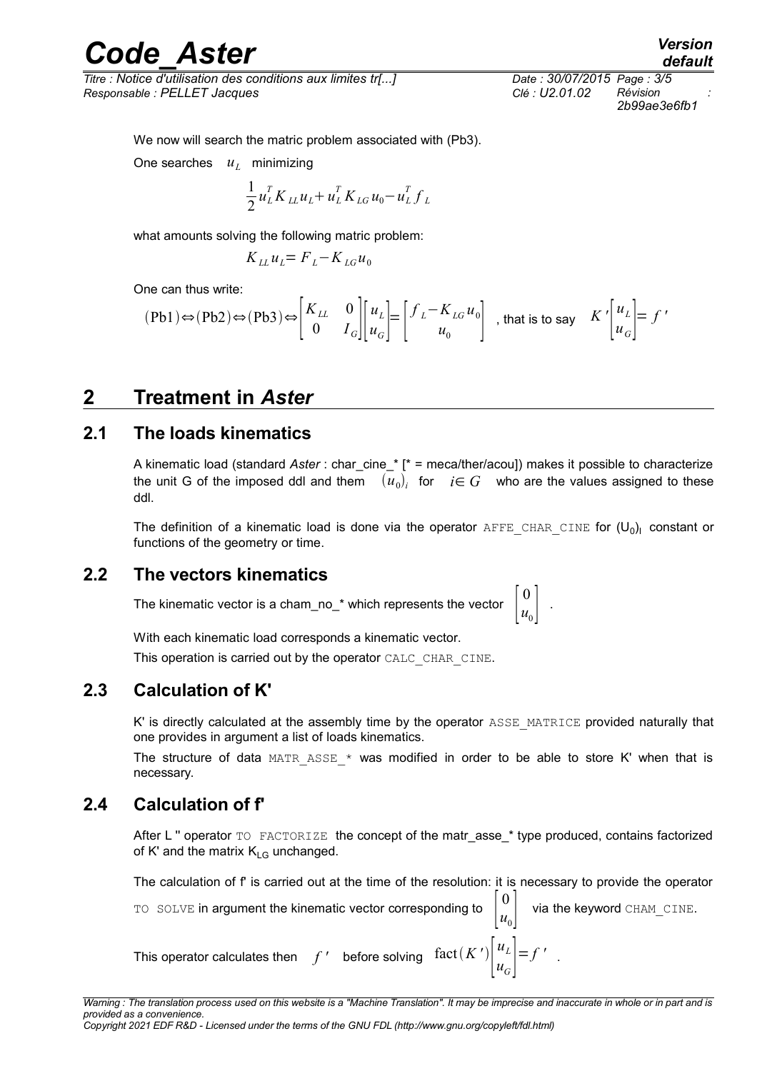We now will search the matric problem associated with (Pb3).

One searches $u_L$ minimizing

$$\frac{1}{2}u_L^T K_{LL} u_L + u_L^T K_{LG} u_0 - u_L^T f_L$$

what amounts solving the following matric problem:

$$K_{LL} u_L = F_L - K_{LG} u_0$$

One can thus write:

$$(\text{Pb1}) \Leftrightarrow (\text{Pb2}) \Leftrightarrow (\text{Pb3}) \Leftrightarrow \begin{bmatrix} K_{LL} & 0 \\ 0 & I_G \end{bmatrix} \begin{bmatrix} u_L \\ u_G \end{bmatrix} = \begin{bmatrix} f_L - K_{LG} u_0 \\ u_0 \end{bmatrix}$$ , that is to say $K' \begin{bmatrix} u_L \\ u_G \end{bmatrix} = f'$

# 2 Treatment in *Aster*

## 2.1 The loads kinematics

A kinematic load (standard *Aster* : char_cine_* [* = meca/ther/acou]) makes it possible to characterize the unit G of the imposed ddl and them $(u_0)_i$ for $i \in G$ who are the values assigned to these ddl.

The definition of a kinematic load is done via the operator `AFFE_CHAR_CINE` for $(U_0)_I$ constant or functions of the geometry or time.

## 2.2 The vectors kinematics

The kinematic vector is a cham_no_* which represents the vector $\begin{bmatrix} 0 \\ u_0 \end{bmatrix}$ .

With each kinematic load corresponds a kinematic vector.

This operation is carried out by the operator `CALC_CHAR_CINE`.

## 2.3 Calculation of K'

K' is directly calculated at the assembly time by the operator `ASSE_MATRICE` provided naturally that one provides in argument a list of loads kinematics.

The structure of data `MATR_ASSE_*` was modified in order to be able to store K' when that is necessary.

## 2.4 Calculation of f'

After L '' operator `TO FACTORIZE` the concept of the matr_asse_* type produced, contains factorized of K' and the matrix $K_{LG}$ unchanged.

The calculation of f' is carried out at the time of the resolution: it is necessary to provide the operator `TO SOLVE` in argument the kinematic vector corresponding to $\begin{bmatrix} 0 \\ u_0 \end{bmatrix}$ via the keyword `CHAM_CINE`.

This operator calculates then $f'$ before solving $\text{fact}(K') \begin{bmatrix} u_L \\ u_G \end{bmatrix} = f'$ .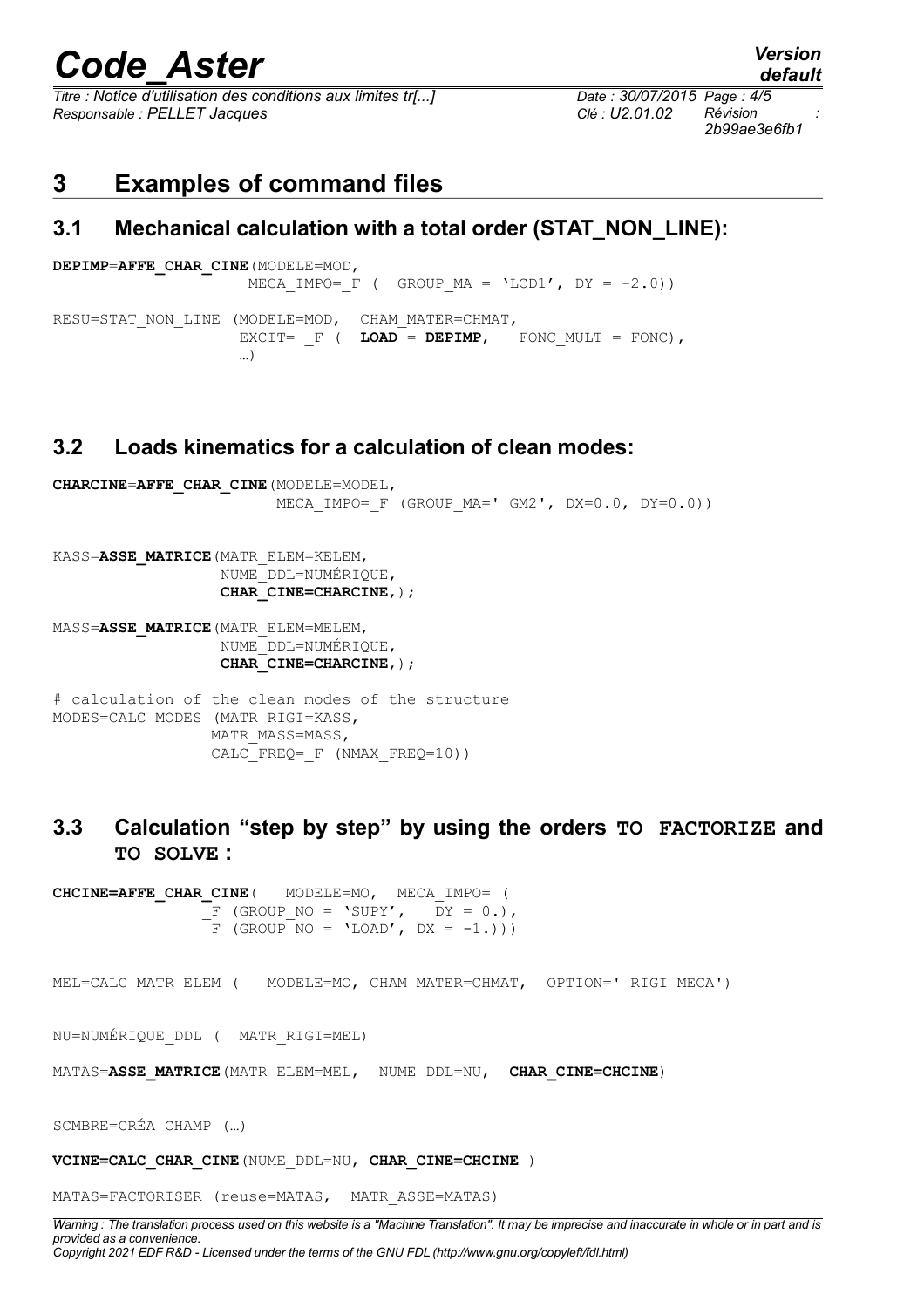# 3 Examples of command files

## 3.1 Mechanical calculation with a total order (STAT_NON_LINE):

```
DEPIMP=AFFE_CHAR_CINE(MODELE=MOD,
                    MECA_IMPO=_F (  GROUP_MA = 'LCD1', DY = -2.0))

RESU=STAT_NON_LINE (MODELE=MOD,  CHAM_MATER=CHMAT,
                    EXCIT= _F (  LOAD = DEPIMP,   FONC_MULT = FONC),
                    …)
```

## 3.2 Loads kinematics for a calculation of clean modes:

```
CHARCINE=AFFE_CHAR_CINE(MODELE=MODEL,
                        MECA_IMPO=_F (GROUP_MA=' GM2', DX=0.0, DY=0.0))

KASS=ASSE_MATRICE(MATR_ELEM=KELEM,
                  NUME_DDL=NUMÉRIQUE,
                  CHAR_CINE=CHARCINE,);

MASS=ASSE_MATRICE(MATR_ELEM=MELEM,
                  NUME_DDL=NUMÉRIQUE,
                  CHAR_CINE=CHARCINE,);

# calculation of the clean modes of the structure
MODES=CALC_MODES (MATR_RIGI=KASS,
                 MATR_MASS=MASS,
                 CALC_FREQ=_F (NMAX_FREQ=10))
```

## 3.3 Calculation "step by step" by using the orders TO FACTORIZE and TO SOLVE :

```
CHCINE=AFFE_CHAR_CINE(   MODELE=MO,  MECA_IMPO= (
               _F (GROUP_NO = 'SUPY',   DY = 0.),
               _F (GROUP_NO = 'LOAD', DX = -1.)))

MEL=CALC_MATR_ELEM (   MODELE=MO, CHAM_MATER=CHMAT,  OPTION=' RIGI_MECA')

NU=NUMÉRIQUE_DDL (  MATR_RIGI=MEL)

MATAS=ASSE_MATRICE(MATR_ELEM=MEL,  NUME_DDL=NU,  CHAR_CINE=CHCINE)

SCMBRE=CRÉA_CHAMP (…)

VCINE=CALC_CHAR_CINE(NUME_DDL=NU, CHAR_CINE=CHCINE )

MATAS=FACTORISER (reuse=MATAS,  MATR_ASSE=MATAS)
```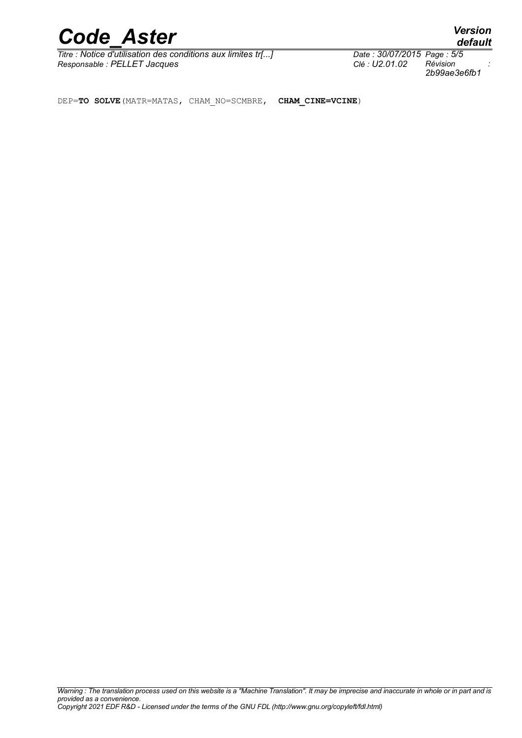```
DEP=TO SOLVE(MATR=MATAS, CHAM_NO=SCMBRE,  CHAM_CINE=VCINE)
```